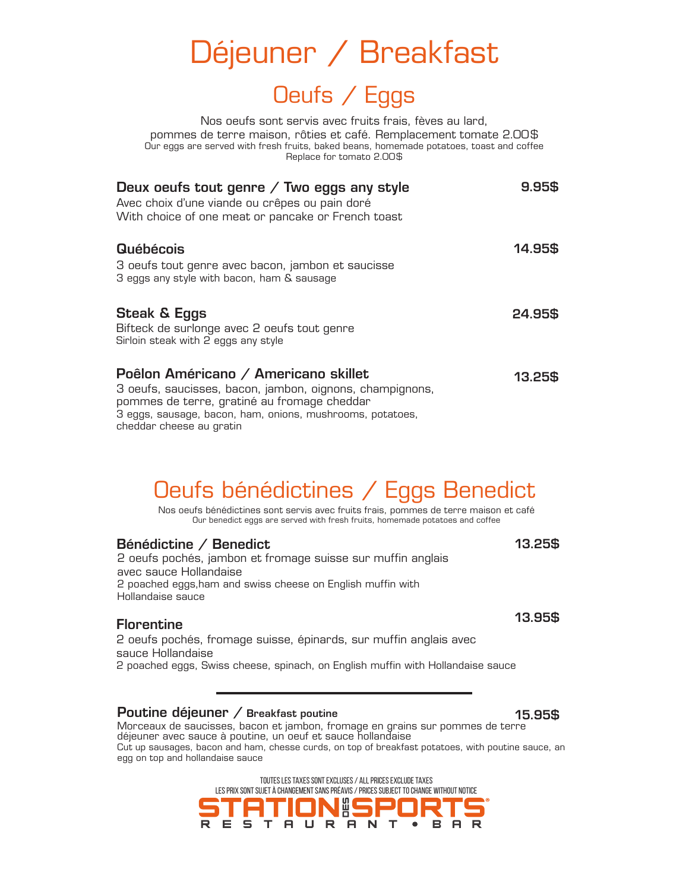# Déjeuner / Breakfast

## Oeufs / Eggs

Nos oeufs sont servis avec fruits frais, fèves au lard, pommes de terre maison, rôties et café. Remplacement tomate 2.00$
Our eggs are served with fresh fruits, baked beans, homemade potatoes, toast and coffee
Replace for tomato 2.00$

**Deux oeufs tout genre / Two eggs any style** — **9.95$**
Avec choix d'une viande ou crêpes ou pain doré
With choice of one meat or pancake or French toast

**Québécois** — **14.95$**
3 oeufs tout genre avec bacon, jambon et saucisse
3 eggs any style with bacon, ham & sausage

**Steak & Eggs** — **24.95$**
Bifteck de surlonge avec 2 oeufs tout genre
Sirloin steak with 2 eggs any style

**Poêlon Américano / Americano skillet** — **13.25$**
3 oeufs, saucisses, bacon, jambon, oignons, champignons, pommes de terre, gratiné au fromage cheddar
3 eggs, sausage, bacon, ham, onions, mushrooms, potatoes, cheddar cheese au gratin

## Oeufs bénédictines / Eggs Benedict

Nos oeufs bénédictines sont servis avec fruits frais, pommes de terre maison et café
Our benedict eggs are served with fresh fruits, homemade potatoes and coffee

**Bénédictine / Benedict** — **13.25$**
2 oeufs pochés, jambon et fromage suisse sur muffin anglais avec sauce Hollandaise
2 poached eggs,ham and swiss cheese on English muffin with Hollandaise sauce

**Florentine** — **13.95$**
2 oeufs pochés, fromage suisse, épinards, sur muffin anglais avec sauce Hollandaise
2 poached eggs, Swiss cheese, spinach, on English muffin with Hollandaise sauce

---

**Poutine déjeuner / Breakfast poutine** — **15.95$**
Morceaux de saucisses, bacon et jambon, fromage en grains sur pommes de terre déjeuner avec sauce à poutine, un oeuf et sauce hollandaise
Cut up sausages, bacon and ham, chesse curds, on top of breakfast potatoes, with poutine sauce, an egg on top and hollandaise sauce

TOUTES LES TAXES SONT EXCLUSES / ALL PRICES EXCLUDE TAXES
LES PRIX SONT SUJET À CHANGEMENT SANS PRÉAVIS / PRICES SUBJECT TO CHANGE WITHOUT NOTICE

STATION DES SPORTS®
RESTAURANT • BAR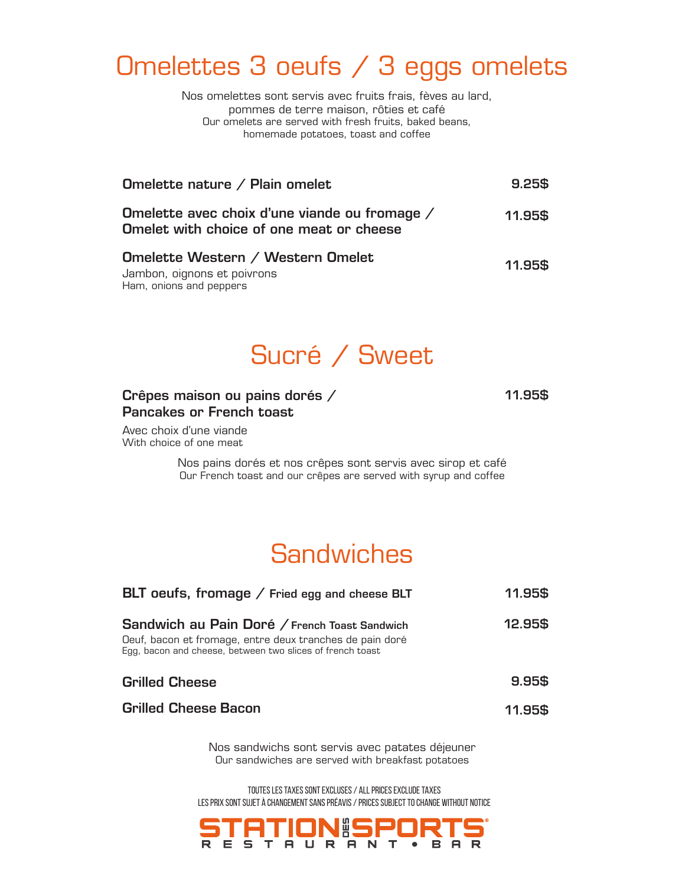# Omelettes 3 oeufs / 3 eggs omelets

Nos omelettes sont servis avec fruits frais, fèves au lard, pommes de terre maison, rôties et café
Our omelets are served with fresh fruits, baked beans, homemade potatoes, toast and coffee

**Omelette nature / Plain omelet** — **9.25$**

**Omelette avec choix d'une viande ou fromage / Omelet with choice of one meat or cheese** — **11.95$**

**Omelette Western / Western Omelet** — **11.95$**
Jambon, oignons et poivrons
Ham, onions and peppers

# Sucré / Sweet

**Crêpes maison ou pains dorés / Pancakes or French toast** — **11.95$**
Avec choix d'une viande
With choice of one meat

Nos pains dorés et nos crêpes sont servis avec sirop et café
Our French toast and our crêpes are served with syrup and coffee

# Sandwiches

**BLT oeufs, fromage / Fried egg and cheese BLT** — **11.95$**

**Sandwich au Pain Doré / French Toast Sandwich** — **12.95$**
Oeuf, bacon et fromage, entre deux tranches de pain doré
Egg, bacon and cheese, between two slices of french toast

**Grilled Cheese** — **9.95$**

**Grilled Cheese Bacon** — **11.95$**

Nos sandwichs sont servis avec patates déjeuner
Our sandwiches are served with breakfast potatoes

TOUTES LES TAXES SONT EXCLUSES / ALL PRICES EXCLUDE TAXES
LES PRIX SONT SUJET À CHANGEMENT SANS PRÉAVIS / PRICES SUBJECT TO CHANGE WITHOUT NOTICE

STATION DES SPORTS®
RESTAURANT • BAR